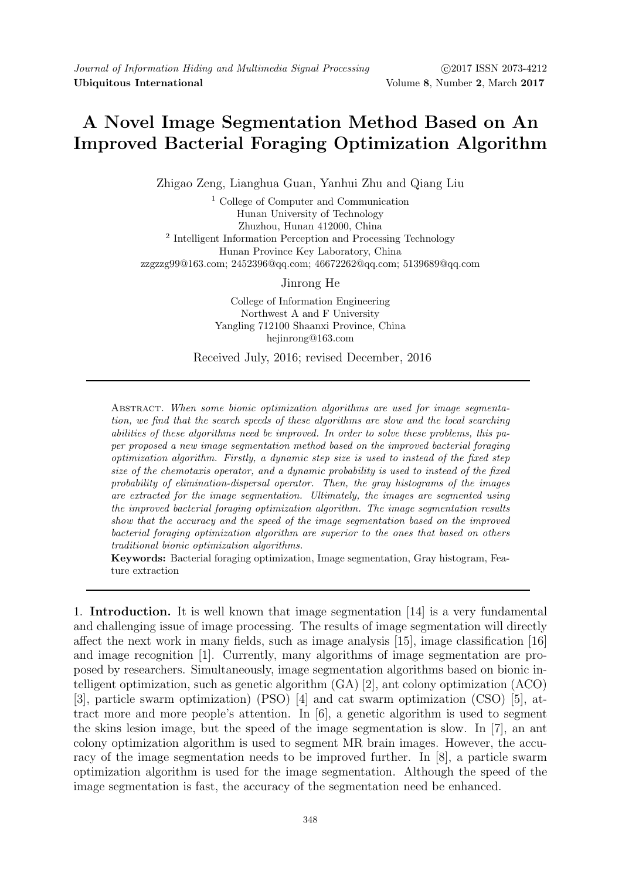# A Novel Image Segmentation Method Based on An Improved Bacterial Foraging Optimization Algorithm

Zhigao Zeng, Lianghua Guan, Yanhui Zhu and Qiang Liu

[1] College of Computer and Communication
Hunan University of Technology
Zhuzhou, Hunan 412000, China
[2] Intelligent Information Perception and Processing Technology
Hunan Province Key Laboratory, China
zzgzzg99@163.com; 2452396@qq.com; 46672262@qq.com; 5139689@qq.com

Jinrong He

College of Information Engineering
Northwest A and F University
Yangling 712100 Shaanxi Province, China
hejinrong@163.com

Received July, 2016; revised December, 2016

Abstract. *When some bionic optimization algorithms are used for image segmentation, we find that the search speeds of these algorithms are slow and the local searching abilities of these algorithms need be improved. In order to solve these problems, this paper proposed a new image segmentation method based on the improved bacterial foraging optimization algorithm. Firstly, a dynamic step size is used to instead of the fixed step size of the chemotaxis operator, and a dynamic probability is used to instead of the fixed probability of elimination-dispersal operator. Then, the gray histograms of the images are extracted for the image segmentation. Ultimately, the images are segmented using the improved bacterial foraging optimization algorithm. The image segmentation results show that the accuracy and the speed of the image segmentation based on the improved bacterial foraging optimization algorithm are superior to the ones that based on others traditional bionic optimization algorithms.*

**Keywords:** Bacterial foraging optimization, Image segmentation, Gray histogram, Feature extraction

1. **Introduction.** It is well known that image segmentation [14] is a very fundamental and challenging issue of image processing. The results of image segmentation will directly affect the next work in many fields, such as image analysis [15], image classification [16] and image recognition [1]. Currently, many algorithms of image segmentation are proposed by researchers. Simultaneously, image segmentation algorithms based on bionic intelligent optimization, such as genetic algorithm (GA) [2], ant colony optimization (ACO) [3], particle swarm optimization) (PSO) [4] and cat swarm optimization (CSO) [5], attract more and more people's attention. In [6], a genetic algorithm is used to segment the skins lesion image, but the speed of the image segmentation is slow. In [7], an ant colony optimization algorithm is used to segment MR brain images. However, the accuracy of the image segmentation needs to be improved further. In [8], a particle swarm optimization algorithm is used for the image segmentation. Although the speed of the image segmentation is fast, the accuracy of the segmentation need be enhanced.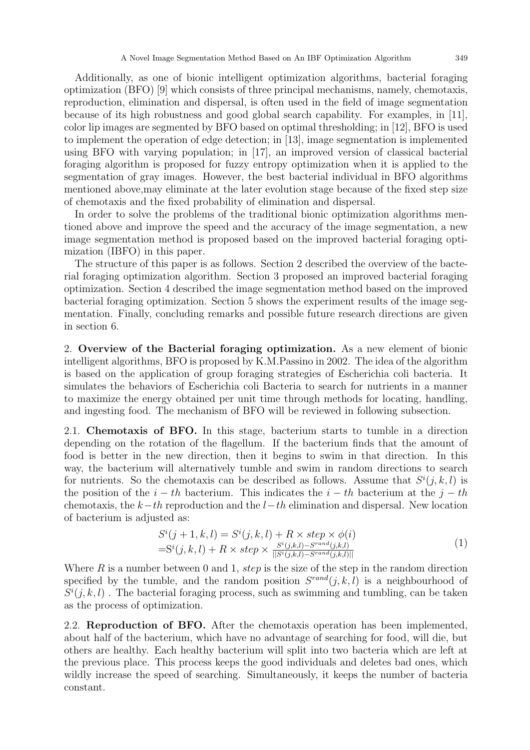Additionally, as one of bionic intelligent optimization algorithms, bacterial foraging optimization (BFO) [9] which consists of three principal mechanisms, namely, chemotaxis, reproduction, elimination and dispersal, is often used in the field of image segmentation because of its high robustness and good global search capability. For examples, in [11], color lip images are segmented by BFO based on optimal thresholding; in [12], BFO is used to implement the operation of edge detection; in [13], image segmentation is implemented using BFO with varying population; in [17], an improved version of classical bacterial foraging algorithm is proposed for fuzzy entropy optimization when it is applied to the segmentation of gray images. However, the best bacterial individual in BFO algorithms mentioned above,may eliminate at the later evolution stage because of the fixed step size of chemotaxis and the fixed probability of elimination and dispersal.

In order to solve the problems of the traditional bionic optimization algorithms mentioned above and improve the speed and the accuracy of the image segmentation, a new image segmentation method is proposed based on the improved bacterial foraging optimization (IBFO) in this paper.

The structure of this paper is as follows. Section 2 described the overview of the bacterial foraging optimization algorithm. Section 3 proposed an improved bacterial foraging optimization. Section 4 described the image segmentation method based on the improved bacterial foraging optimization. Section 5 shows the experiment results of the image segmentation. Finally, concluding remarks and possible future research directions are given in section 6.

## 2. Overview of the Bacterial foraging optimization.

As a new element of bionic intelligent algorithms, BFO is proposed by K.M.Passino in 2002. The idea of the algorithm is based on the application of group foraging strategies of Escherichia coli bacteria. It simulates the behaviors of Escherichia coli Bacteria to search for nutrients in a manner to maximize the energy obtained per unit time through methods for locating, handling, and ingesting food. The mechanism of BFO will be reviewed in following subsection.

### 2.1. Chemotaxis of BFO.

In this stage, bacterium starts to tumble in a direction depending on the rotation of the flagellum. If the bacterium finds that the amount of food is better in the new direction, then it begins to swim in that direction. In this way, the bacterium will alternatively tumble and swim in random directions to search for nutrients. So the chemotaxis can be described as follows. Assume that $S^i(j,k,l)$ is the position of the $i-th$ bacterium. This indicates the $i-th$ bacterium at the $j-th$ chemotaxis, the $k-th$ reproduction and the $l-th$ elimination and dispersal. New location of bacterium is adjusted as:

$$
\begin{aligned}
&S^i(j+1,k,l) = S^i(j,k,l) + R \times step \times \phi(i) \\
&= S^i(j,k,l) + R \times step \times \frac{S^i(j,k,l) - S^{rand}(j,k,l)}{||S^i(j,k,l) - S^{rand}(j,k,l)||}
\end{aligned}
\tag{1}
$$

Where $R$ is a number between 0 and 1, $step$ is the size of the step in the random direction specified by the tumble, and the random position $S^{rand}(j,k,l)$ is a neighbourhood of $S^i(j,k,l)$ . The bacterial foraging process, such as swimming and tumbling, can be taken as the process of optimization.

### 2.2. Reproduction of BFO.

After the chemotaxis operation has been implemented, about half of the bacterium, which have no advantage of searching for food, will die, but others are healthy. Each healthy bacterium will split into two bacteria which are left at the previous place. This process keeps the good individuals and deletes bad ones, which wildly increase the speed of searching. Simultaneously, it keeps the number of bacteria constant.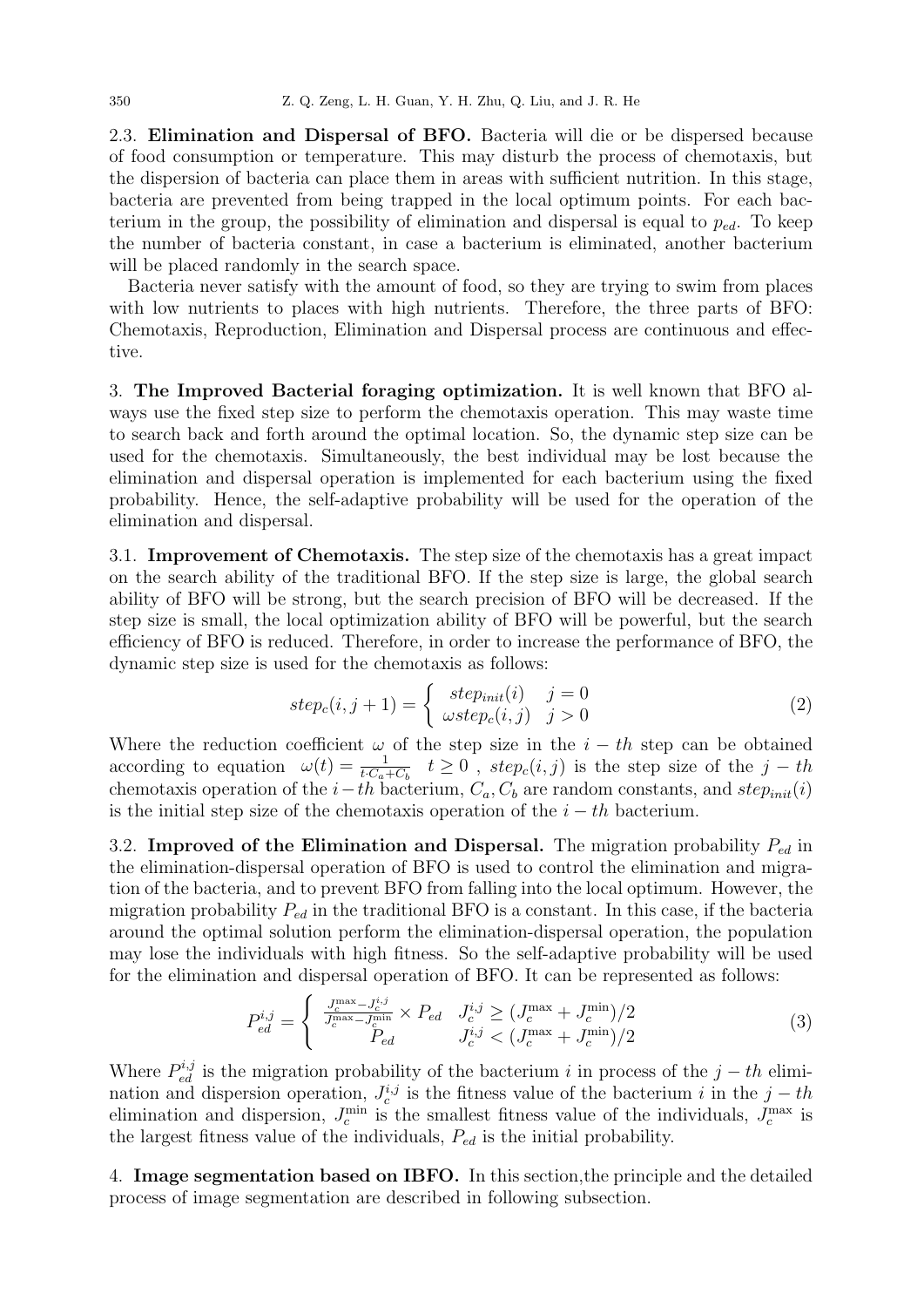2.3. **Elimination and Dispersal of BFO.** Bacteria will die or be dispersed because of food consumption or temperature. This may disturb the process of chemotaxis, but the dispersion of bacteria can place them in areas with sufficient nutrition. In this stage, bacteria are prevented from being trapped in the local optimum points. For each bacterium in the group, the possibility of elimination and dispersal is equal to $p_{ed}$. To keep the number of bacteria constant, in case a bacterium is eliminated, another bacterium will be placed randomly in the search space.

Bacteria never satisfy with the amount of food, so they are trying to swim from places with low nutrients to places with high nutrients. Therefore, the three parts of BFO: Chemotaxis, Reproduction, Elimination and Dispersal process are continuous and effective.

## 3. The Improved Bacterial foraging optimization.

It is well known that BFO always use the fixed step size to perform the chemotaxis operation. This may waste time to search back and forth around the optimal location. So, the dynamic step size can be used for the chemotaxis. Simultaneously, the best individual may be lost because the elimination and dispersal operation is implemented for each bacterium using the fixed probability. Hence, the self-adaptive probability will be used for the operation of the elimination and dispersal.

3.1. **Improvement of Chemotaxis.** The step size of the chemotaxis has a great impact on the search ability of the traditional BFO. If the step size is large, the global search ability of BFO will be strong, but the search precision of BFO will be decreased. If the step size is small, the local optimization ability of BFO will be powerful, but the search efficiency of BFO is reduced. Therefore, in order to increase the performance of BFO, the dynamic step size is used for the chemotaxis as follows:

$$step_c(i, j+1) = \begin{cases} step_{init}(i) & j = 0 \\ \omega step_c(i, j) & j > 0 \end{cases} \tag{2}$$

Where the reduction coefficient $\omega$ of the step size in the $i-th$ step can be obtained according to equation $\omega(t) = \frac{1}{t \cdot C_a + C_b}$ $t \geq 0$ , $step_c(i, j)$ is the step size of the $j-th$ chemotaxis operation of the $i-th$ bacterium, $C_a, C_b$ are random constants, and $step_{init}(i)$ is the initial step size of the chemotaxis operation of the $i-th$ bacterium.

3.2. **Improved of the Elimination and Dispersal.** The migration probability $P_{ed}$ in the elimination-dispersal operation of BFO is used to control the elimination and migration of the bacteria, and to prevent BFO from falling into the local optimum. However, the migration probability $P_{ed}$ in the traditional BFO is a constant. In this case, if the bacteria around the optimal solution perform the elimination-dispersal operation, the population may lose the individuals with high fitness. So the self-adaptive probability will be used for the elimination and dispersal operation of BFO. It can be represented as follows:

$$P_{ed}^{i,j} = \begin{cases} \frac{J_c^{\max} - J_c^{i,j}}{J_c^{\max} - J_c^{\min}} \times P_{ed} & J_c^{i,j} \geq (J_c^{\max} + J_c^{\min})/2 \\ P_{ed} & J_c^{i,j} < (J_c^{\max} + J_c^{\min})/2 \end{cases} \tag{3}$$

Where $P_{ed}^{i,j}$ is the migration probability of the bacterium $i$ in process of the $j-th$ elimination and dispersion operation, $J_c^{i,j}$ is the fitness value of the bacterium $i$ in the $j-th$ elimination and dispersion, $J_c^{\min}$ is the smallest fitness value of the individuals, $J_c^{\max}$ is the largest fitness value of the individuals, $P_{ed}$ is the initial probability.

## 4. Image segmentation based on IBFO.

In this section,the principle and the detailed process of image segmentation are described in following subsection.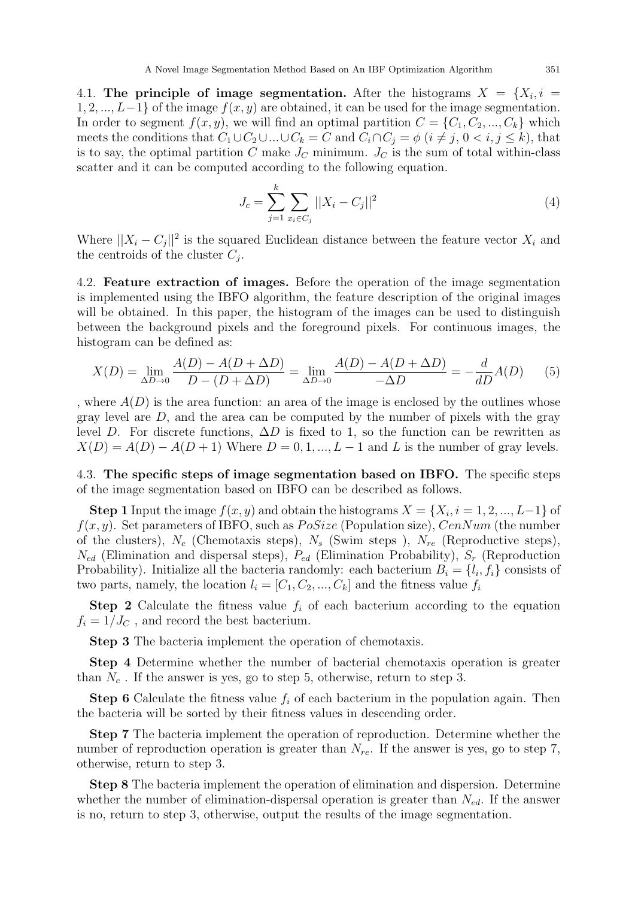**4.1. The principle of image segmentation.** After the histograms $X = \{X_i, i = 1, 2, ..., L-1\}$ of the image $f(x, y)$ are obtained, it can be used for the image segmentation. In order to segment $f(x, y)$, we will find an optimal partition $C = \{C_1, C_2, ..., C_k\}$ which meets the conditions that $C_1 \cup C_2 \cup ... \cup C_k = C$ and $C_i \cap C_j = \phi$ $(i \neq j, 0 < i, j \leq k)$, that is to say, the optimal partition $C$ make $J_C$ minimum. $J_C$ is the sum of total within-class scatter and it can be computed according to the following equation.

$$J_c = \sum_{j=1}^{k} \sum_{x_i \in C_j} ||X_i - C_j||^2 \tag{4}$$

Where $||X_i - C_j||^2$ is the squared Euclidean distance between the feature vector $X_i$ and the centroids of the cluster $C_j$.

**4.2. Feature extraction of images.** Before the operation of the image segmentation is implemented using the IBFO algorithm, the feature description of the original images will be obtained. In this paper, the histogram of the images can be used to distinguish between the background pixels and the foreground pixels. For continuous images, the histogram can be defined as:

$$X(D) = \lim_{\Delta D \to 0} \frac{A(D) - A(D + \Delta D)}{D - (D + \Delta D)} = \lim_{\Delta D \to 0} \frac{A(D) - A(D + \Delta D)}{-\Delta D} = -\frac{d}{dD} A(D) \tag{5}$$

, where $A(D)$ is the area function: an area of the image is enclosed by the outlines whose gray level are $D$, and the area can be computed by the number of pixels with the gray level $D$. For discrete functions, $\Delta D$ is fixed to 1, so the function can be rewritten as $X(D) = A(D) - A(D + 1)$ Where $D = 0, 1, ..., L - 1$ and $L$ is the number of gray levels.

**4.3. The specific steps of image segmentation based on IBFO.** The specific steps of the image segmentation based on IBFO can be described as follows.

**Step 1** Input the image $f(x, y)$ and obtain the histograms $X = \{X_i, i = 1, 2, ..., L-1\}$ of $f(x, y)$. Set parameters of IBFO, such as $PoSize$ (Population size), $CenNum$ (the number of the clusters), $N_c$ (Chemotaxis steps), $N_s$ (Swim steps ), $N_{re}$ (Reproductive steps), $N_{ed}$ (Elimination and dispersal steps), $P_{ed}$ (Elimination Probability), $S_r$ (Reproduction Probability). Initialize all the bacteria randomly: each bacterium $B_i = \{l_i, f_i\}$ consists of two parts, namely, the location $l_i = [C_1, C_2, ..., C_k]$ and the fitness value $f_i$

**Step 2** Calculate the fitness value $f_i$ of each bacterium according to the equation $f_i = 1/J_C$ , and record the best bacterium.

**Step 3** The bacteria implement the operation of chemotaxis.

**Step 4** Determine whether the number of bacterial chemotaxis operation is greater than $N_c$ . If the answer is yes, go to step 5, otherwise, return to step 3.

**Step 6** Calculate the fitness value $f_i$ of each bacterium in the population again. Then the bacteria will be sorted by their fitness values in descending order.

**Step 7** The bacteria implement the operation of reproduction. Determine whether the number of reproduction operation is greater than $N_{re}$. If the answer is yes, go to step 7, otherwise, return to step 3.

**Step 8** The bacteria implement the operation of elimination and dispersion. Determine whether the number of elimination-dispersal operation is greater than $N_{ed}$. If the answer is no, return to step 3, otherwise, output the results of the image segmentation.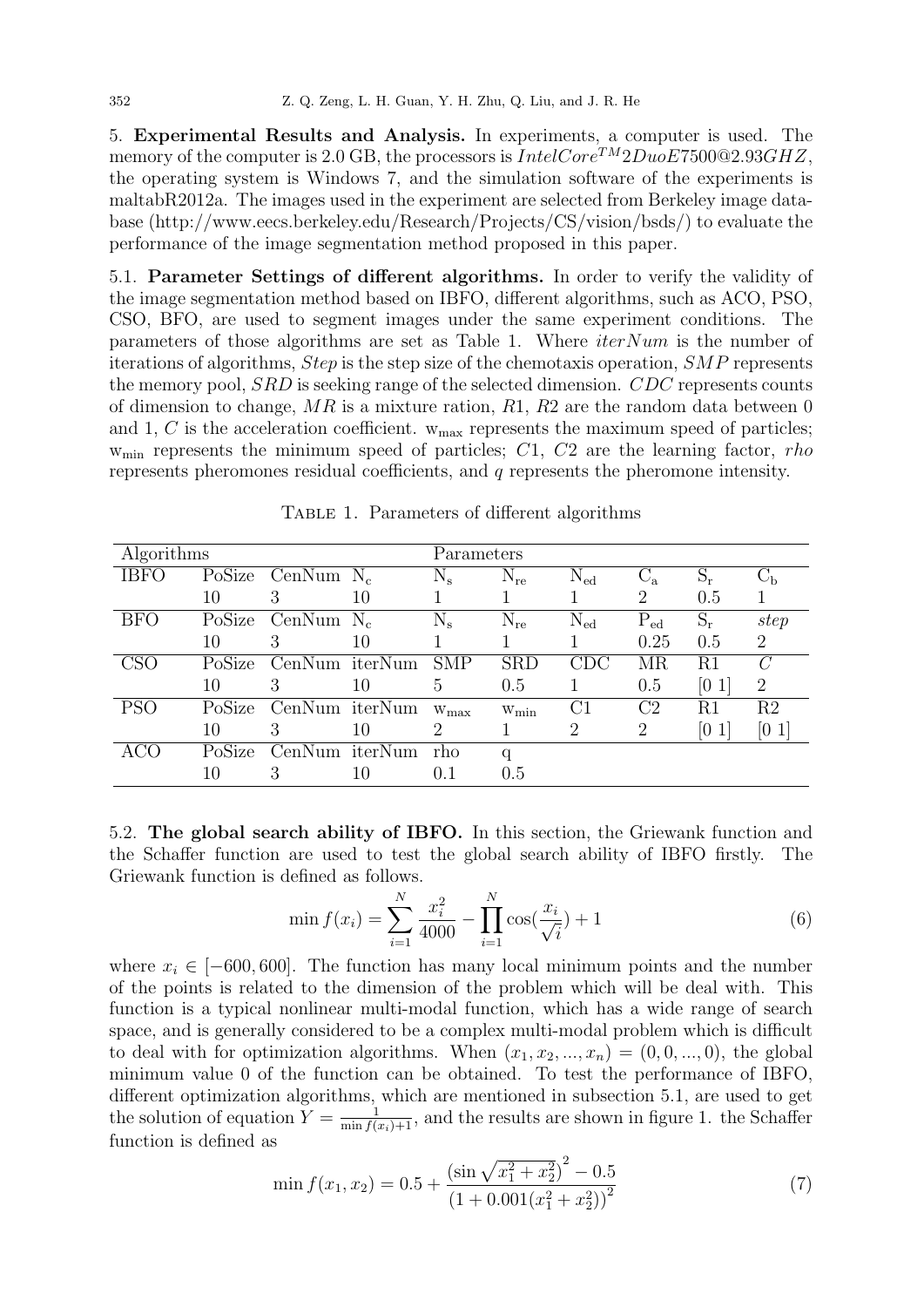## 5. Experimental Results and Analysis.

In experiments, a computer is used. The memory of the computer is 2.0 GB, the processors is $IntelCore^{TM}2DuoE7500@2.93GHZ$, the operating system is Windows 7, and the simulation software of the experiments is maltabR2012a. The images used in the experiment are selected from Berkeley image database (http://www.eecs.berkeley.edu/Research/Projects/CS/vision/bsds/) to evaluate the performance of the image segmentation method proposed in this paper.

### 5.1. Parameter Settings of different algorithms.

In order to verify the validity of the image segmentation method based on IBFO, different algorithms, such as ACO, PSO, CSO, BFO, are used to segment images under the same experiment conditions. The parameters of those algorithms are set as Table 1. Where $iterNum$ is the number of iterations of algorithms, $Step$ is the step size of the chemotaxis operation, $SMP$ represents the memory pool, $SRD$ is seeking range of the selected dimension. $CDC$ represents counts of dimension to change, $MR$ is a mixture ration, $R1$, $R2$ are the random data between 0 and 1, $C$ is the acceleration coefficient. $w_{max}$ represents the maximum speed of particles; $w_{min}$ represents the minimum speed of particles; $C1$, $C2$ are the learning factor, $rho$ represents pheromones residual coefficients, and $q$ represents the pheromone intensity.

Table 1. Parameters of different algorithms

| Algorithms | Parameters | | | | | | | | |
|---|---|---|---|---|---|---|---|---|---|
| IBFO | PoSize | CenNum | $N_c$ | $N_s$ | $N_{re}$ | $N_{ed}$ | $C_a$ | $S_r$ | $C_b$ |
| | 10 | 3 | 10 | 1 | 1 | 1 | 2 | 0.5 | 1 |
| BFO | PoSize | CenNum | $N_c$ | $N_s$ | $N_{re}$ | $N_{ed}$ | $P_{ed}$ | $S_r$ | $step$ |
| | 10 | 3 | 10 | 1 | 1 | 1 | 0.25 | 0.5 | 2 |
| CSO | PoSize | CenNum | iterNum | SMP | SRD | CDC | MR | R1 | $C$ |
| | 10 | 3 | 10 | 5 | 0.5 | 1 | 0.5 | [0 1] | 2 |
| PSO | PoSize | CenNum | iterNum | $w_{max}$ | $w_{min}$ | C1 | C2 | R1 | R2 |
| | 10 | 3 | 10 | 2 | 1 | 2 | 2 | [0 1] | [0 1] |
| ACO | PoSize | CenNum | iterNum | rho | q | | | | |
| | 10 | 3 | 10 | 0.1 | 0.5 | | | | |

### 5.2. The global search ability of IBFO.

In this section, the Griewank function and the Schaffer function are used to test the global search ability of IBFO firstly. The Griewank function is defined as follows.

$$\min f(x_i) = \sum_{i=1}^{N} \frac{x_i^2}{4000} - \prod_{i=1}^{N} \cos\left(\frac{x_i}{\sqrt{i}}\right) + 1 \tag{6}$$

where $x_i \in [-600, 600]$. The function has many local minimum points and the number of the points is related to the dimension of the problem which will be deal with. This function is a typical nonlinear multi-modal function, which has a wide range of search space, and is generally considered to be a complex multi-modal problem which is difficult to deal with for optimization algorithms. When $(x_1, x_2, ..., x_n) = (0, 0, ..., 0)$, the global minimum value 0 of the function can be obtained. To test the performance of IBFO, different optimization algorithms, which are mentioned in subsection 5.1, are used to get the solution of equation $Y = \frac{1}{\min f(x_i)+1}$, and the results are shown in figure 1. the Schaffer function is defined as

$$\min f(x_1, x_2) = 0.5 + \frac{\left(\sin\sqrt{x_1^2 + x_2^2}\right)^2 - 0.5}{\left(1 + 0.001(x_1^2 + x_2^2)\right)^2} \tag{7}$$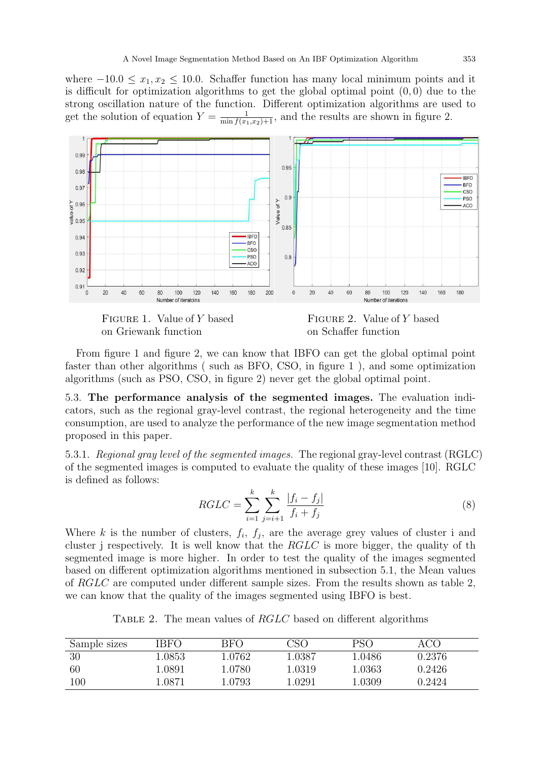where $-10.0 \leq x_1, x_2 \leq 10.0$. Schaffer function has many local minimum points and it is difficult for optimization algorithms to get the global optimal point $(0, 0)$ due to the strong oscillation nature of the function. Different optimization algorithms are used to get the solution of equation $Y = \frac{1}{\min f(x_1,x_2)+1}$, and the results are shown in figure 2.

FIGURE 1. Value of $Y$ based on Griewank function

FIGURE 2. Value of $Y$ based on Schaffer function

From figure 1 and figure 2, we can know that IBFO can get the global optimal point faster than other algorithms ( such as BFO, CSO, in figure 1 ), and some optimization algorithms (such as PSO, CSO, in figure 2) never get the global optimal point.

5.3. **The performance analysis of the segmented images.** The evaluation indicators, such as the regional gray-level contrast, the regional heterogeneity and the time consumption, are used to analyze the performance of the new image segmentation method proposed in this paper.

5.3.1. *Regional gray level of the segmented images.* The regional gray-level contrast (RGLC) of the segmented images is computed to evaluate the quality of these images [10]. RGLC is defined as follows:

$$RGLC = \sum_{i=1}^{k} \sum_{j=i+1}^{k} \frac{|f_i - f_j|}{f_i + f_j} \tag{8}$$

Where $k$ is the number of clusters, $f_i$, $f_j$, are the average grey values of cluster i and cluster j respectively. It is well know that the $RGLC$ is more bigger, the quality of th segmented image is more higher. In order to test the quality of the images segmented based on different optimization algorithms mentioned in subsection 5.1, the Mean values of $RGLC$ are computed under different sample sizes. From the results shown as table 2, we can know that the quality of the images segmented using IBFO is best.

TABLE 2. The mean values of $RGLC$ based on different algorithms

| Sample sizes | IBFO | BFO | CSO | PSO | ACO |
|---|---|---|---|---|---|
| 30 | 1.0853 | 1.0762 | 1.0387 | 1.0486 | 0.2376 |
| 60 | 1.0891 | 1.0780 | 1.0319 | 1.0363 | 0.2426 |
| 100 | 1.0871 | 1.0793 | 1.0291 | 1.0309 | 0.2424 |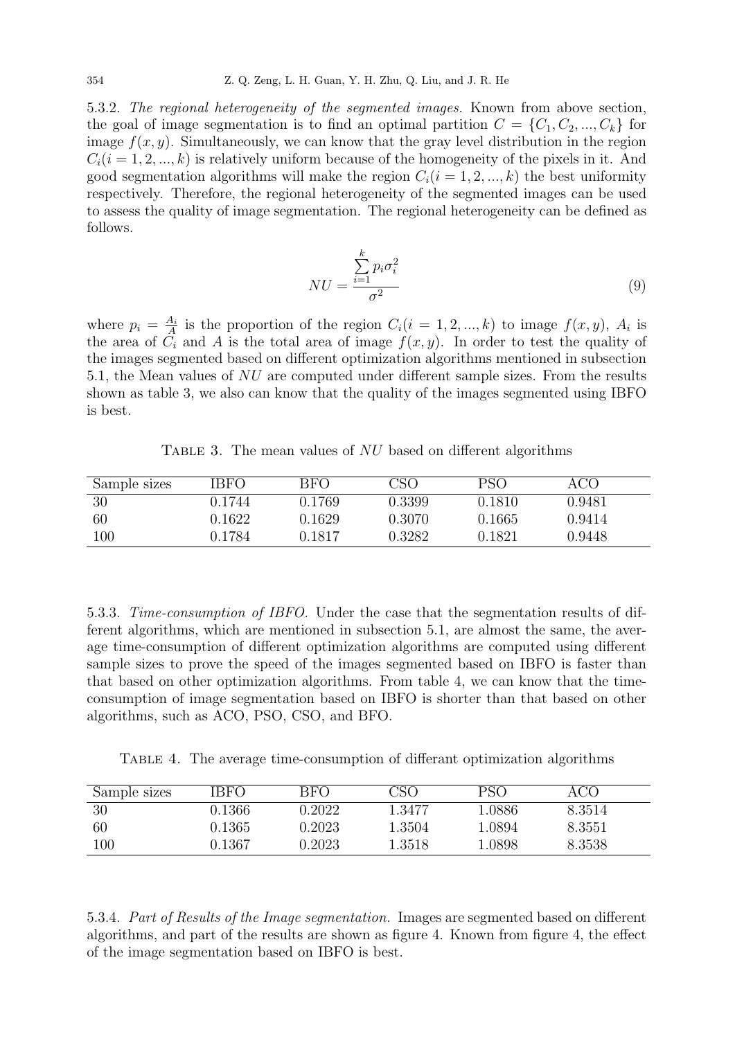5.3.2. *The regional heterogeneity of the segmented images.* Known from above section, the goal of image segmentation is to find an optimal partition $C = \{C_1, C_2, ..., C_k\}$ for image $f(x, y)$. Simultaneously, we can know that the gray level distribution in the region $C_i (i = 1, 2, ..., k)$ is relatively uniform because of the homogeneity of the pixels in it. And good segmentation algorithms will make the region $C_i (i = 1, 2, ..., k)$ the best uniformity respectively. Therefore, the regional heterogeneity of the segmented images can be used to assess the quality of image segmentation. The regional heterogeneity can be defined as follows.

$$NU = \frac{\sum_{i=1}^{k} p_i \sigma_i^2}{\sigma^2} \tag{9}$$

where $p_i = \frac{A_i}{A}$ is the proportion of the region $C_i (i = 1, 2, ..., k)$ to image $f(x, y)$, $A_i$ is the area of $C_i$ and $A$ is the total area of image $f(x, y)$. In order to test the quality of the images segmented based on different optimization algorithms mentioned in subsection 5.1, the Mean values of $NU$ are computed under different sample sizes. From the results shown as table 3, we also can know that the quality of the images segmented using IBFO is best.

TABLE 3. The mean values of $NU$ based on different algorithms

| Sample sizes | IBFO | BFO | CSO | PSO | ACO |
|---|---|---|---|---|---|
| 30 | 0.1744 | 0.1769 | 0.3399 | 0.1810 | 0.9481 |
| 60 | 0.1622 | 0.1629 | 0.3070 | 0.1665 | 0.9414 |
| 100 | 0.1784 | 0.1817 | 0.3282 | 0.1821 | 0.9448 |

5.3.3. *Time-consumption of IBFO.* Under the case that the segmentation results of different algorithms, which are mentioned in subsection 5.1, are almost the same, the average time-consumption of different optimization algorithms are computed using different sample sizes to prove the speed of the images segmented based on IBFO is faster than that based on other optimization algorithms. From table 4, we can know that the time-consumption of image segmentation based on IBFO is shorter than that based on other algorithms, such as ACO, PSO, CSO, and BFO.

TABLE 4. The average time-consumption of differant optimization algorithms

| Sample sizes | IBFO | BFO | CSO | PSO | ACO |
|---|---|---|---|---|---|
| 30 | 0.1366 | 0.2022 | 1.3477 | 1.0886 | 8.3514 |
| 60 | 0.1365 | 0.2023 | 1.3504 | 1.0894 | 8.3551 |
| 100 | 0.1367 | 0.2023 | 1.3518 | 1.0898 | 8.3538 |

5.3.4. *Part of Results of the Image segmentation.* Images are segmented based on different algorithms, and part of the results are shown as figure 4. Known from figure 4, the effect of the image segmentation based on IBFO is best.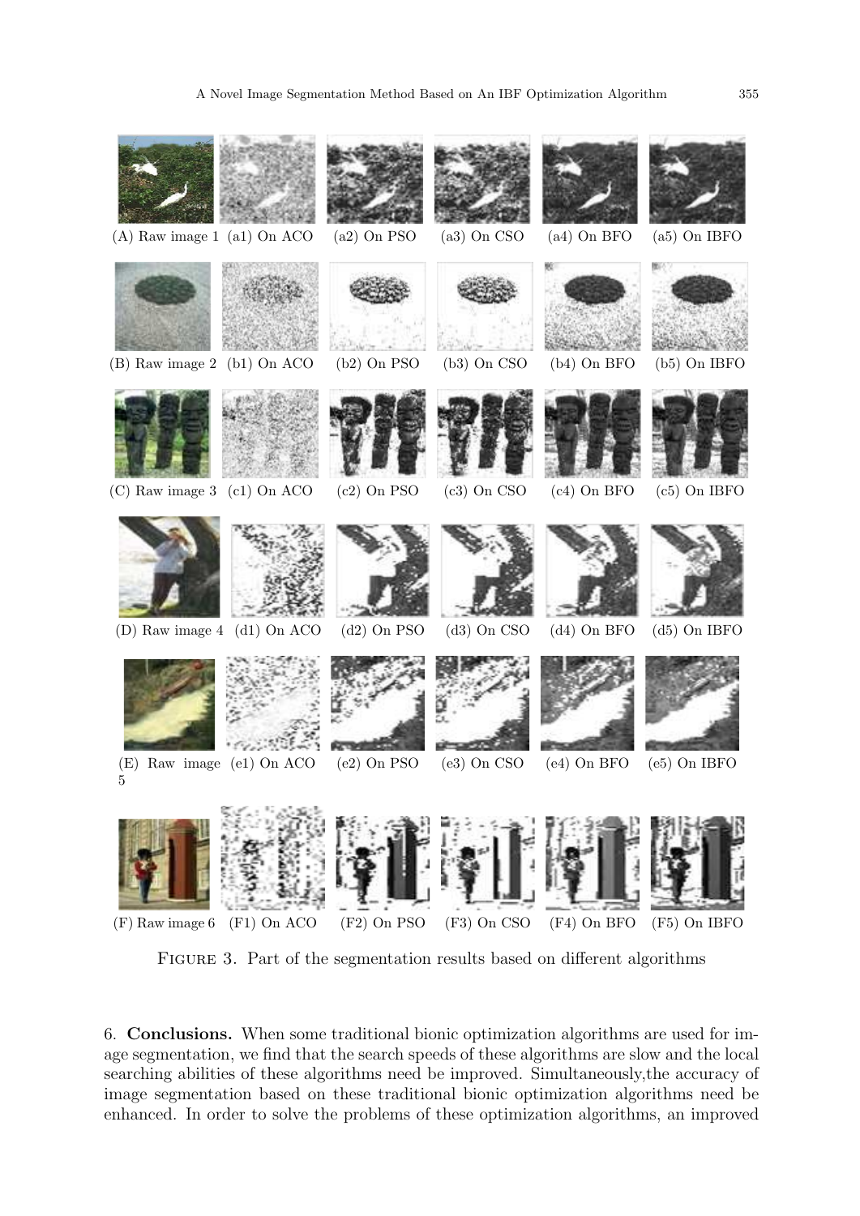(A) Raw image 1 (a1) On ACO (a2) On PSO (a3) On CSO (a4) On BFO (a5) On IBFO

(B) Raw image 2 (b1) On ACO (b2) On PSO (b3) On CSO (b4) On BFO (b5) On IBFO

(C) Raw image 3 (c1) On ACO (c2) On PSO (c3) On CSO (c4) On BFO (c5) On IBFO

(D) Raw image 4 (d1) On ACO (d2) On PSO (d3) On CSO (d4) On BFO (d5) On IBFO

(E) Raw image 5 (e1) On ACO (e2) On PSO (e3) On CSO (e4) On BFO (e5) On IBFO

(F) Raw image 6 (F1) On ACO (F2) On PSO (F3) On CSO (F4) On BFO (F5) On IBFO

FIGURE 3. Part of the segmentation results based on different algorithms

6. **Conclusions.** When some traditional bionic optimization algorithms are used for image segmentation, we find that the search speeds of these algorithms are slow and the local searching abilities of these algorithms need be improved. Simultaneously,the accuracy of image segmentation based on these traditional bionic optimization algorithms need be enhanced. In order to solve the problems of these optimization algorithms, an improved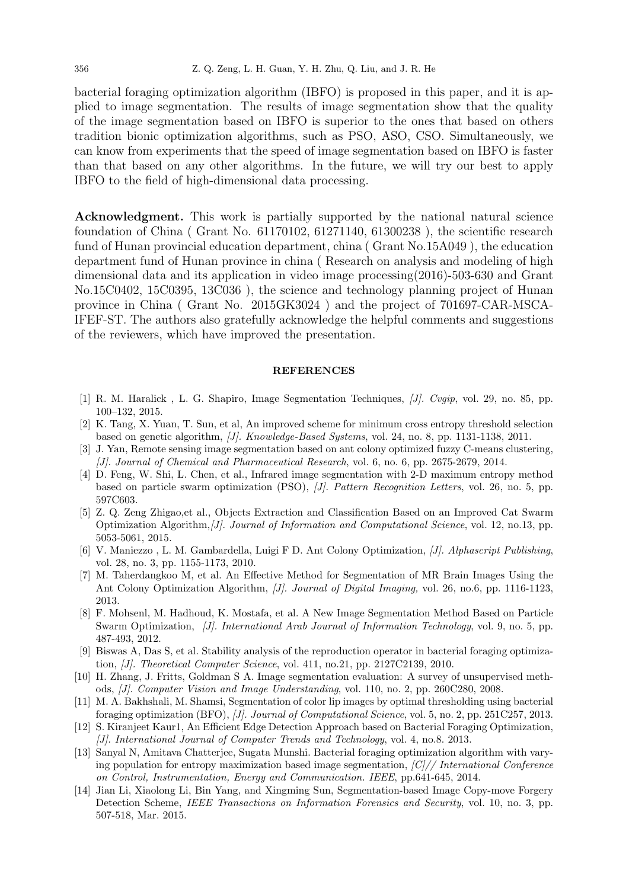bacterial foraging optimization algorithm (IBFO) is proposed in this paper, and it is applied to image segmentation. The results of image segmentation show that the quality of the image segmentation based on IBFO is superior to the ones that based on others tradition bionic optimization algorithms, such as PSO, ASO, CSO. Simultaneously, we can know from experiments that the speed of image segmentation based on IBFO is faster than that based on any other algorithms. In the future, we will try our best to apply IBFO to the field of high-dimensional data processing.

**Acknowledgment.** This work is partially supported by the national natural science foundation of China ( Grant No. 61170102, 61271140, 61300238 ), the scientific research fund of Hunan provincial education department, china ( Grant No.15A049 ), the education department fund of Hunan province in china ( Research on analysis and modeling of high dimensional data and its application in video image processing(2016)-503-630 and Grant No.15C0402, 15C0395, 13C036 ), the science and technology planning project of Hunan province in China ( Grant No. 2015GK3024 ) and the project of 701697-CAR-MSCA-IFEF-ST. The authors also gratefully acknowledge the helpful comments and suggestions of the reviewers, which have improved the presentation.

## REFERENCES

[1] R. M. Haralick , L. G. Shapiro, Image Segmentation Techniques, *[J]. Cvgip*, vol. 29, no. 85, pp. 100–132, 2015.

[2] K. Tang, X. Yuan, T. Sun, et al, An improved scheme for minimum cross entropy threshold selection based on genetic algorithm, *[J]. Knowledge-Based Systems*, vol. 24, no. 8, pp. 1131-1138, 2011.

[3] J. Yan, Remote sensing image segmentation based on ant colony optimized fuzzy C-means clustering, *[J]. Journal of Chemical and Pharmaceutical Research*, vol. 6, no. 6, pp. 2675-2679, 2014.

[4] D. Feng, W. Shi, L. Chen, et al., Infrared image segmentation with 2-D maximum entropy method based on particle swarm optimization (PSO), *[J]. Pattern Recognition Letters*, vol. 26, no. 5, pp. 597C603.

[5] Z. Q. Zeng Zhigao,et al., Objects Extraction and Classification Based on an Improved Cat Swarm Optimization Algorithm,*[J]. Journal of Information and Computational Science*, vol. 12, no.13, pp. 5053-5061, 2015.

[6] V. Maniezzo , L. M. Gambardella, Luigi F D. Ant Colony Optimization, *[J]. Alphascript Publishing*, vol. 28, no. 3, pp. 1155-1173, 2010.

[7] M. Taherdangkoo M, et al. An Effective Method for Segmentation of MR Brain Images Using the Ant Colony Optimization Algorithm, *[J]. Journal of Digital Imaging,* vol. 26, no.6, pp. 1116-1123, 2013.

[8] F. Mohsenl, M. Hadhoud, K. Mostafa, et al. A New Image Segmentation Method Based on Particle Swarm Optimization, *[J]. International Arab Journal of Information Technology*, vol. 9, no. 5, pp. 487-493, 2012.

[9] Biswas A, Das S, et al. Stability analysis of the reproduction operator in bacterial foraging optimization, *[J]. Theoretical Computer Science*, vol. 411, no.21, pp. 2127C2139, 2010.

[10] H. Zhang, J. Fritts, Goldman S A. Image segmentation evaluation: A survey of unsupervised methods, *[J]. Computer Vision and Image Understanding*, vol. 110, no. 2, pp. 260C280, 2008.

[11] M. A. Bakhshali, M. Shamsi, Segmentation of color lip images by optimal thresholding using bacterial foraging optimization (BFO), *[J]. Journal of Computational Science*, vol. 5, no. 2, pp. 251C257, 2013.

[12] S. Kiranjeet Kaur1, An Efficient Edge Detection Approach based on Bacterial Foraging Optimization, *[J]. International Journal of Computer Trends and Technology*, vol. 4, no.8. 2013.

[13] Sanyal N, Amitava Chatterjee, Sugata Munshi. Bacterial foraging optimization algorithm with varying population for entropy maximization based image segmentation, *[C]// International Conference on Control, Instrumentation, Energy and Communication. IEEE*, pp.641-645, 2014.

[14] Jian Li, Xiaolong Li, Bin Yang, and Xingming Sun, Segmentation-based Image Copy-move Forgery Detection Scheme, *IEEE Transactions on Information Forensics and Security*, vol. 10, no. 3, pp. 507-518, Mar. 2015.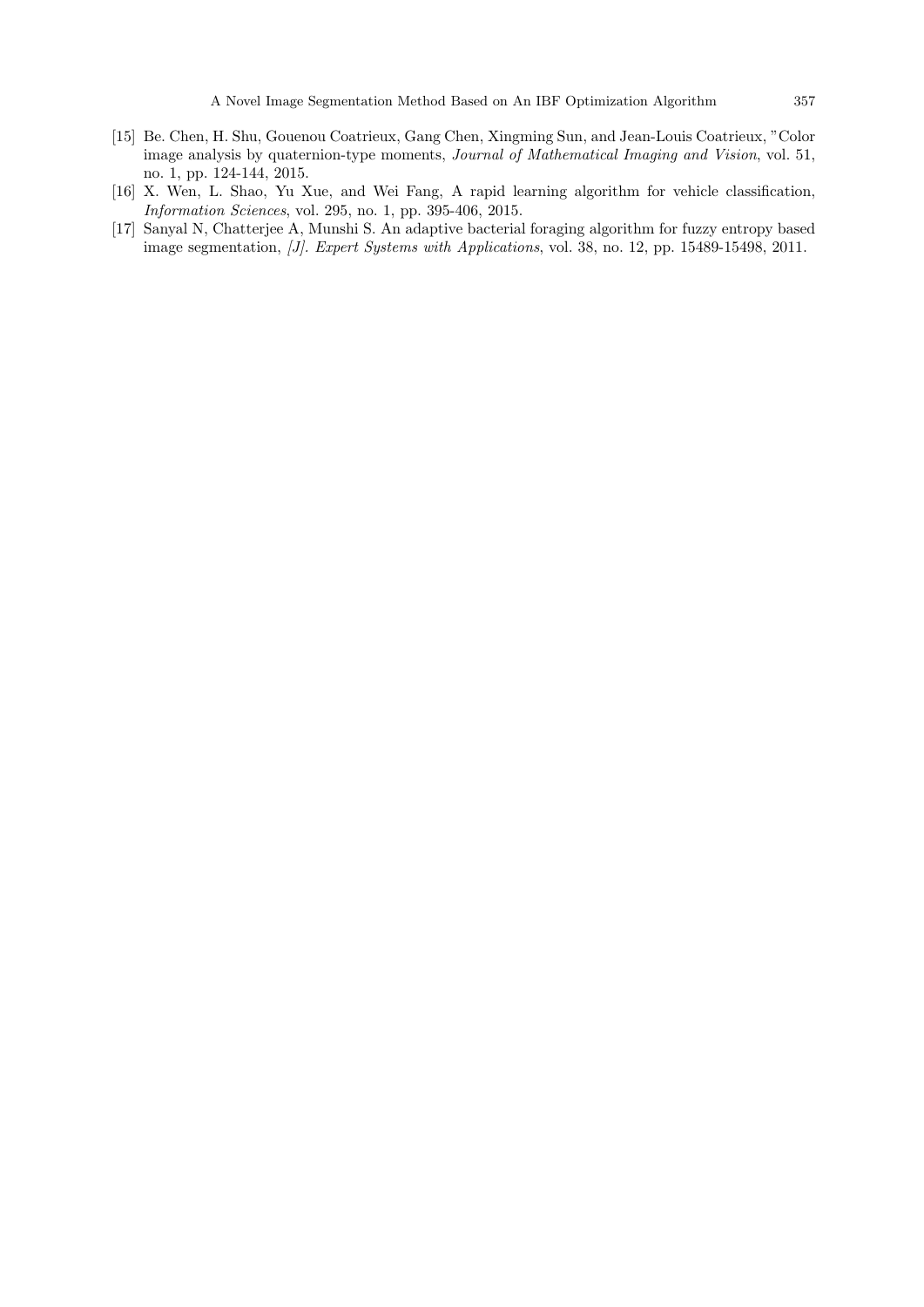[15] Be. Chen, H. Shu, Gouenou Coatrieux, Gang Chen, Xingming Sun, and Jean-Louis Coatrieux, "Color image analysis by quaternion-type moments, *Journal of Mathematical Imaging and Vision*, vol. 51, no. 1, pp. 124-144, 2015.

[16] X. Wen, L. Shao, Yu Xue, and Wei Fang, A rapid learning algorithm for vehicle classification, *Information Sciences*, vol. 295, no. 1, pp. 395-406, 2015.

[17] Sanyal N, Chatterjee A, Munshi S. An adaptive bacterial foraging algorithm for fuzzy entropy based image segmentation, *[J]. Expert Systems with Applications*, vol. 38, no. 12, pp. 15489-15498, 2011.